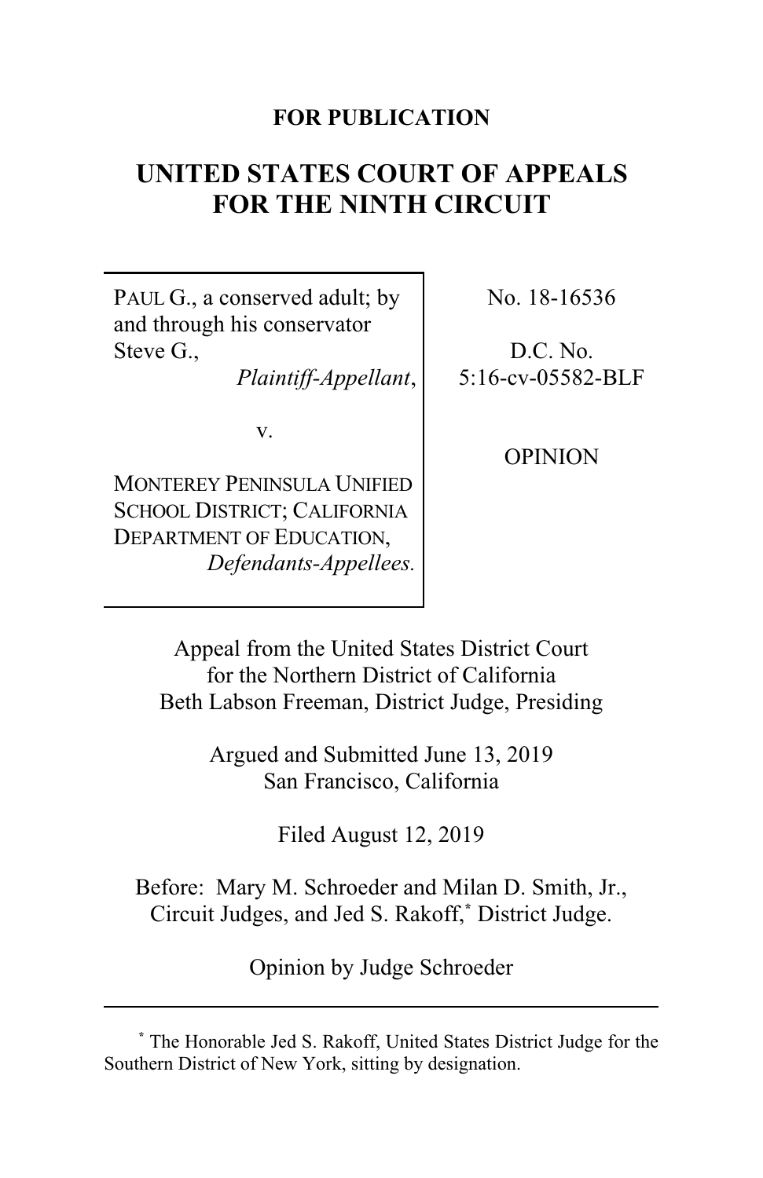**FOR PUBLICATION**

# UNITED STATES COURT OF APPEALS FOR THE NINTH CIRCUIT

PAUL G., a conserved adult; by and through his conservator Steve G.,
*Plaintiff-Appellant*,

v.

MONTEREY PENINSULA UNIFIED SCHOOL DISTRICT; CALIFORNIA DEPARTMENT OF EDUCATION,
*Defendants-Appellees.*

No. 18-16536

D.C. No. 5:16-cv-05582-BLF

OPINION

Appeal from the United States District Court for the Northern District of California
Beth Labson Freeman, District Judge, Presiding

Argued and Submitted June 13, 2019
San Francisco, California

Filed August 12, 2019

Before: Mary M. Schroeder and Milan D. Smith, Jr., Circuit Judges, and Jed S. Rakoff,[*] District Judge.

Opinion by Judge Schroeder

---

[*] The Honorable Jed S. Rakoff, United States District Judge for the Southern District of New York, sitting by designation.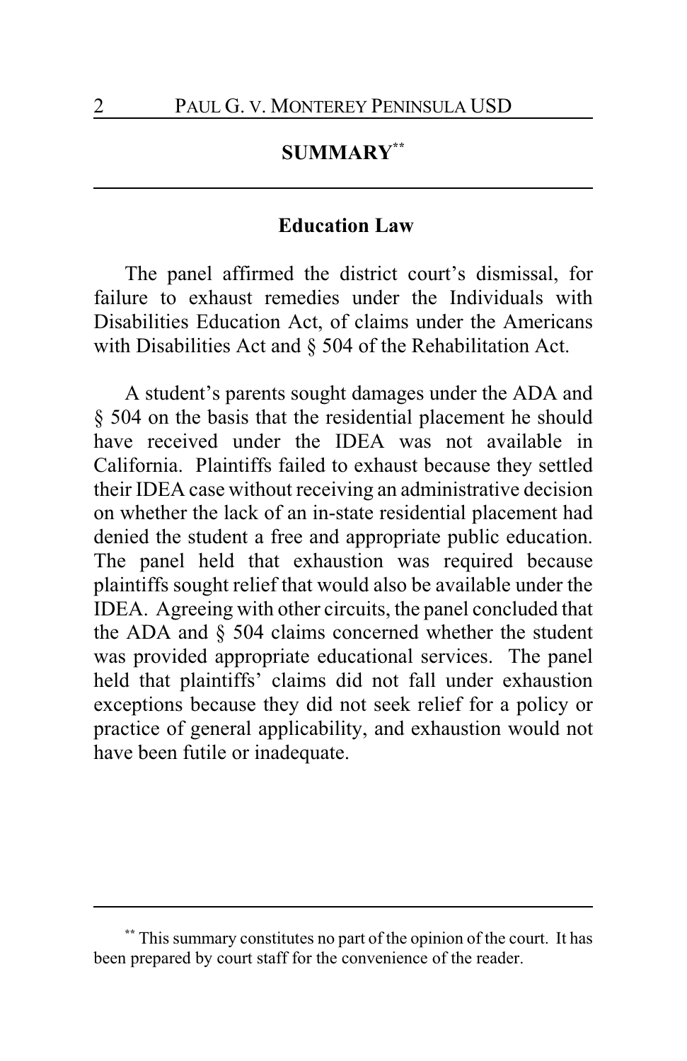## SUMMARY[**]

### Education Law

The panel affirmed the district court's dismissal, for failure to exhaust remedies under the Individuals with Disabilities Education Act, of claims under the Americans with Disabilities Act and § 504 of the Rehabilitation Act.

A student's parents sought damages under the ADA and § 504 on the basis that the residential placement he should have received under the IDEA was not available in California. Plaintiffs failed to exhaust because they settled their IDEA case without receiving an administrative decision on whether the lack of an in-state residential placement had denied the student a free and appropriate public education. The panel held that exhaustion was required because plaintiffs sought relief that would also be available under the IDEA. Agreeing with other circuits, the panel concluded that the ADA and § 504 claims concerned whether the student was provided appropriate educational services. The panel held that plaintiffs' claims did not fall under exhaustion exceptions because they did not seek relief for a policy or practice of general applicability, and exhaustion would not have been futile or inadequate.

---

[**] This summary constitutes no part of the opinion of the court. It has been prepared by court staff for the convenience of the reader.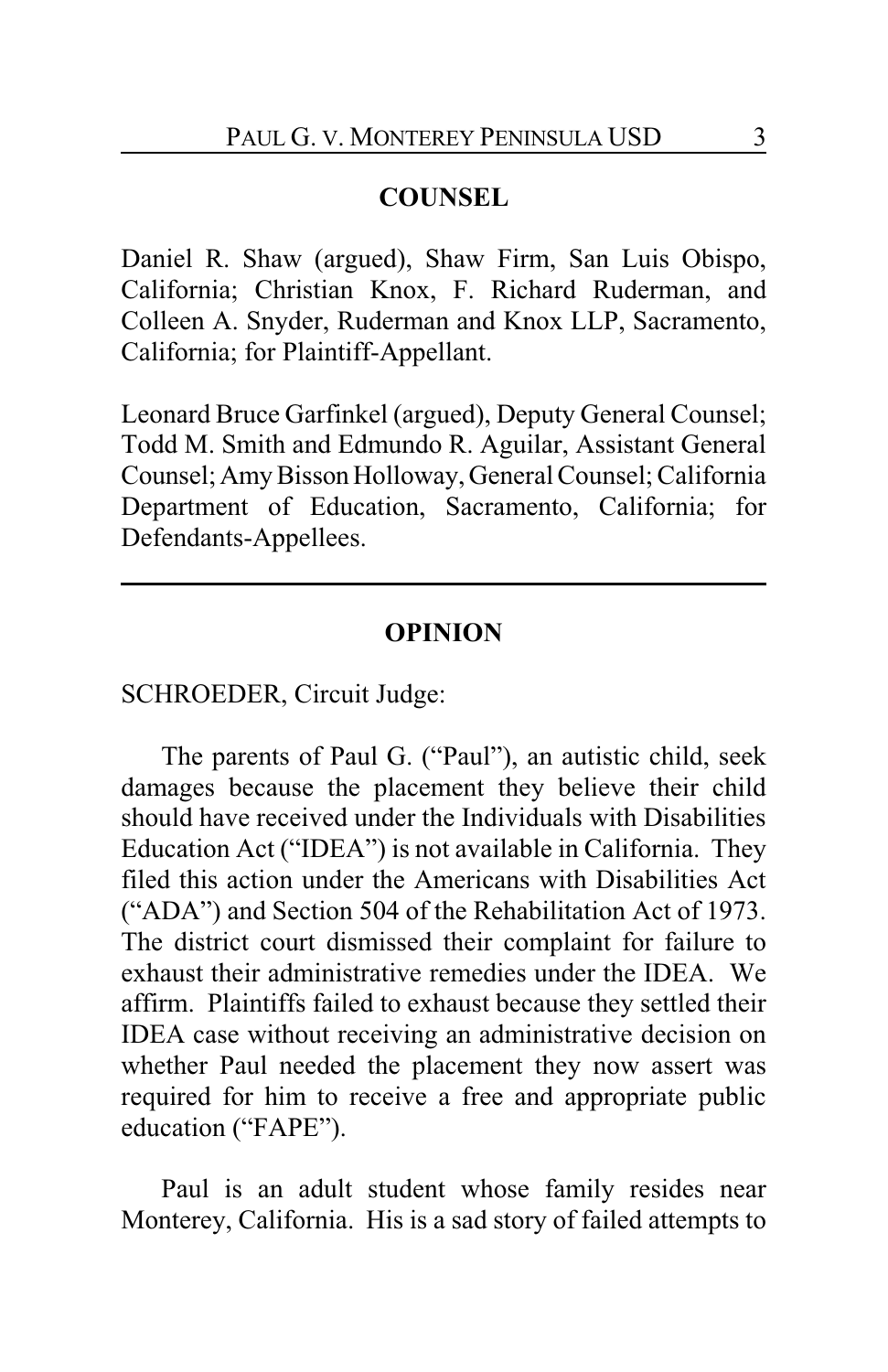## COUNSEL

Daniel R. Shaw (argued), Shaw Firm, San Luis Obispo, California; Christian Knox, F. Richard Ruderman, and Colleen A. Snyder, Ruderman and Knox LLP, Sacramento, California; for Plaintiff-Appellant.

Leonard Bruce Garfinkel (argued), Deputy General Counsel; Todd M. Smith and Edmundo R. Aguilar, Assistant General Counsel; Amy Bisson Holloway, General Counsel; California Department of Education, Sacramento, California; for Defendants-Appellees.

---

## OPINION

SCHROEDER, Circuit Judge:

The parents of Paul G. ("Paul"), an autistic child, seek damages because the placement they believe their child should have received under the Individuals with Disabilities Education Act ("IDEA") is not available in California. They filed this action under the Americans with Disabilities Act ("ADA") and Section 504 of the Rehabilitation Act of 1973. The district court dismissed their complaint for failure to exhaust their administrative remedies under the IDEA. We affirm. Plaintiffs failed to exhaust because they settled their IDEA case without receiving an administrative decision on whether Paul needed the placement they now assert was required for him to receive a free and appropriate public education ("FAPE").

Paul is an adult student whose family resides near Monterey, California. His is a sad story of failed attempts to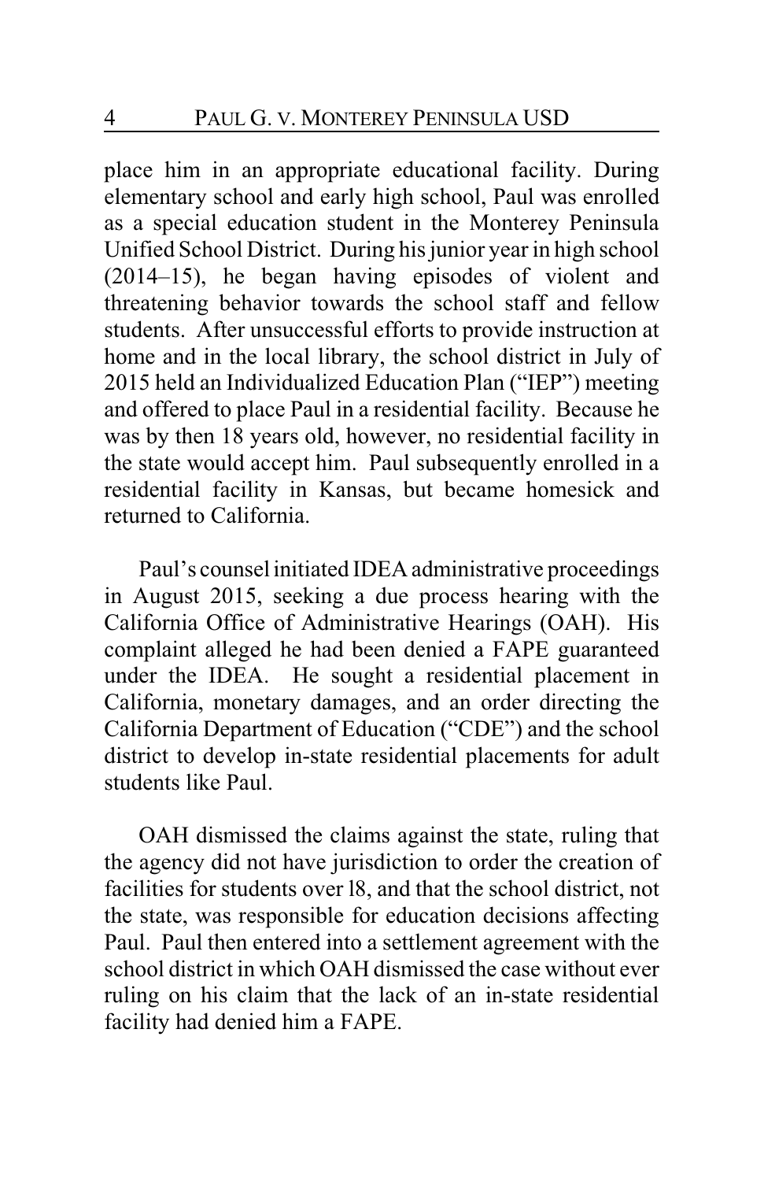place him in an appropriate educational facility. During elementary school and early high school, Paul was enrolled as a special education student in the Monterey Peninsula Unified School District. During his junior year in high school (2014–15), he began having episodes of violent and threatening behavior towards the school staff and fellow students. After unsuccessful efforts to provide instruction at home and in the local library, the school district in July of 2015 held an Individualized Education Plan ("IEP") meeting and offered to place Paul in a residential facility. Because he was by then 18 years old, however, no residential facility in the state would accept him. Paul subsequently enrolled in a residential facility in Kansas, but became homesick and returned to California.

Paul's counsel initiated IDEA administrative proceedings in August 2015, seeking a due process hearing with the California Office of Administrative Hearings (OAH). His complaint alleged he had been denied a FAPE guaranteed under the IDEA. He sought a residential placement in California, monetary damages, and an order directing the California Department of Education ("CDE") and the school district to develop in-state residential placements for adult students like Paul.

OAH dismissed the claims against the state, ruling that the agency did not have jurisdiction to order the creation of facilities for students over l8, and that the school district, not the state, was responsible for education decisions affecting Paul. Paul then entered into a settlement agreement with the school district in which OAH dismissed the case without ever ruling on his claim that the lack of an in-state residential facility had denied him a FAPE.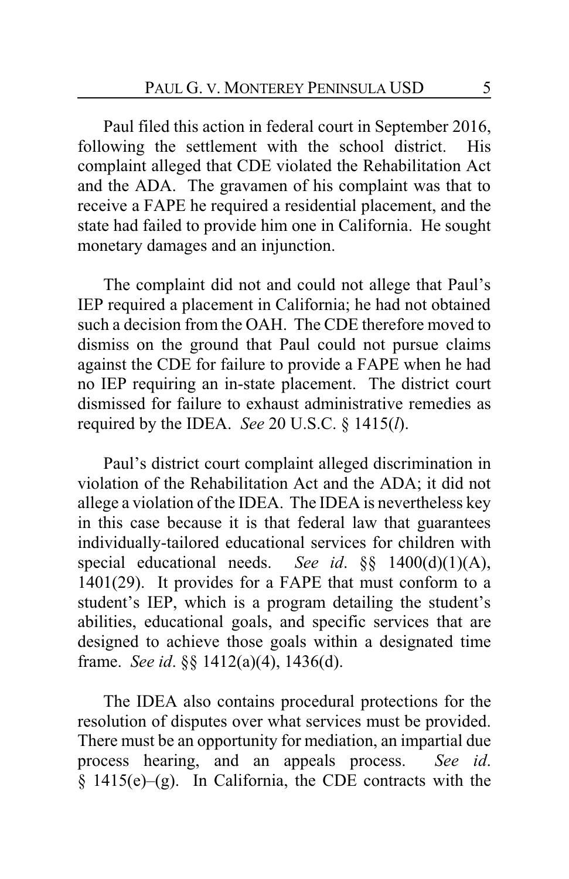Paul filed this action in federal court in September 2016, following the settlement with the school district. His complaint alleged that CDE violated the Rehabilitation Act and the ADA. The gravamen of his complaint was that to receive a FAPE he required a residential placement, and the state had failed to provide him one in California. He sought monetary damages and an injunction.

The complaint did not and could not allege that Paul's IEP required a placement in California; he had not obtained such a decision from the OAH. The CDE therefore moved to dismiss on the ground that Paul could not pursue claims against the CDE for failure to provide a FAPE when he had no IEP requiring an in-state placement. The district court dismissed for failure to exhaust administrative remedies as required by the IDEA. *See* 20 U.S.C. § 1415(*l*).

Paul's district court complaint alleged discrimination in violation of the Rehabilitation Act and the ADA; it did not allege a violation of the IDEA. The IDEA is nevertheless key in this case because it is that federal law that guarantees individually-tailored educational services for children with special educational needs. *See id*. §§ 1400(d)(1)(A), 1401(29). It provides for a FAPE that must conform to a student's IEP, which is a program detailing the student's abilities, educational goals, and specific services that are designed to achieve those goals within a designated time frame. *See id*. §§ 1412(a)(4), 1436(d).

The IDEA also contains procedural protections for the resolution of disputes over what services must be provided. There must be an opportunity for mediation, an impartial due process hearing, and an appeals process. *See id*. § 1415(e)–(g). In California, the CDE contracts with the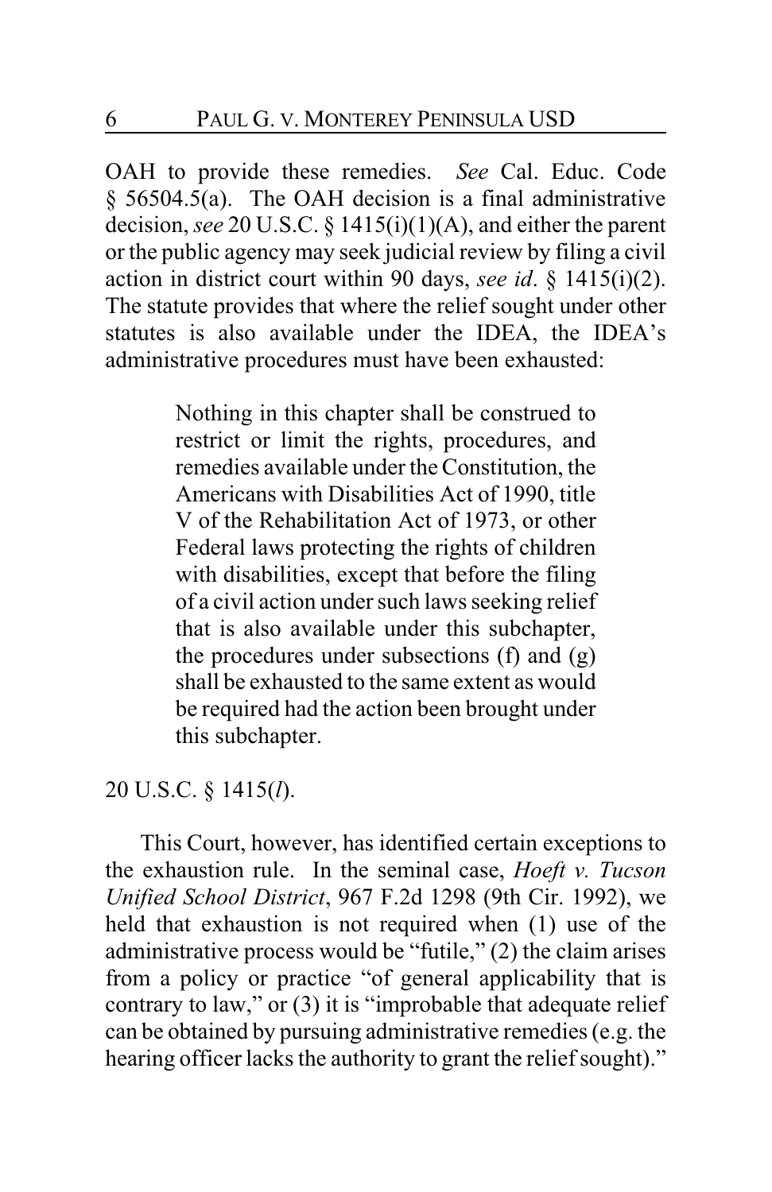OAH to provide these remedies. *See* Cal. Educ. Code § 56504.5(a). The OAH decision is a final administrative decision, *see* 20 U.S.C. § 1415(i)(1)(A), and either the parent or the public agency may seek judicial review by filing a civil action in district court within 90 days, *see id*. § 1415(i)(2). The statute provides that where the relief sought under other statutes is also available under the IDEA, the IDEA's administrative procedures must have been exhausted:

> Nothing in this chapter shall be construed to restrict or limit the rights, procedures, and remedies available under the Constitution, the Americans with Disabilities Act of 1990, title V of the Rehabilitation Act of 1973, or other Federal laws protecting the rights of children with disabilities, except that before the filing of a civil action under such laws seeking relief that is also available under this subchapter, the procedures under subsections (f) and (g) shall be exhausted to the same extent as would be required had the action been brought under this subchapter.

20 U.S.C. § 1415(*l*).

This Court, however, has identified certain exceptions to the exhaustion rule. In the seminal case, *Hoeft v. Tucson Unified School District*, 967 F.2d 1298 (9th Cir. 1992), we held that exhaustion is not required when (1) use of the administrative process would be "futile," (2) the claim arises from a policy or practice "of general applicability that is contrary to law," or (3) it is "improbable that adequate relief can be obtained by pursuing administrative remedies (e.g. the hearing officer lacks the authority to grant the relief sought)."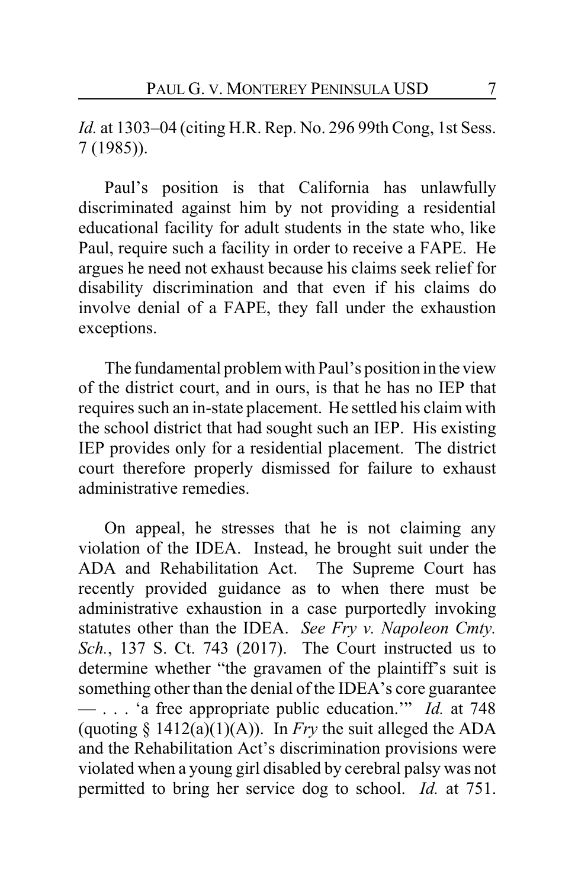*Id.* at 1303–04 (citing H.R. Rep. No. 296 99th Cong, 1st Sess. 7 (1985)).

Paul's position is that California has unlawfully discriminated against him by not providing a residential educational facility for adult students in the state who, like Paul, require such a facility in order to receive a FAPE. He argues he need not exhaust because his claims seek relief for disability discrimination and that even if his claims do involve denial of a FAPE, they fall under the exhaustion exceptions.

The fundamental problem with Paul's position in the view of the district court, and in ours, is that he has no IEP that requires such an in-state placement. He settled his claim with the school district that had sought such an IEP. His existing IEP provides only for a residential placement. The district court therefore properly dismissed for failure to exhaust administrative remedies.

On appeal, he stresses that he is not claiming any violation of the IDEA. Instead, he brought suit under the ADA and Rehabilitation Act. The Supreme Court has recently provided guidance as to when there must be administrative exhaustion in a case purportedly invoking statutes other than the IDEA. *See Fry v. Napoleon Cmty. Sch.*, 137 S. Ct. 743 (2017). The Court instructed us to determine whether "the gravamen of the plaintiff's suit is something other than the denial of the IDEA's core guarantee — . . . 'a free appropriate public education.'" *Id.* at 748 (quoting § 1412(a)(1)(A)). In *Fry* the suit alleged the ADA and the Rehabilitation Act's discrimination provisions were violated when a young girl disabled by cerebral palsy was not permitted to bring her service dog to school. *Id.* at 751.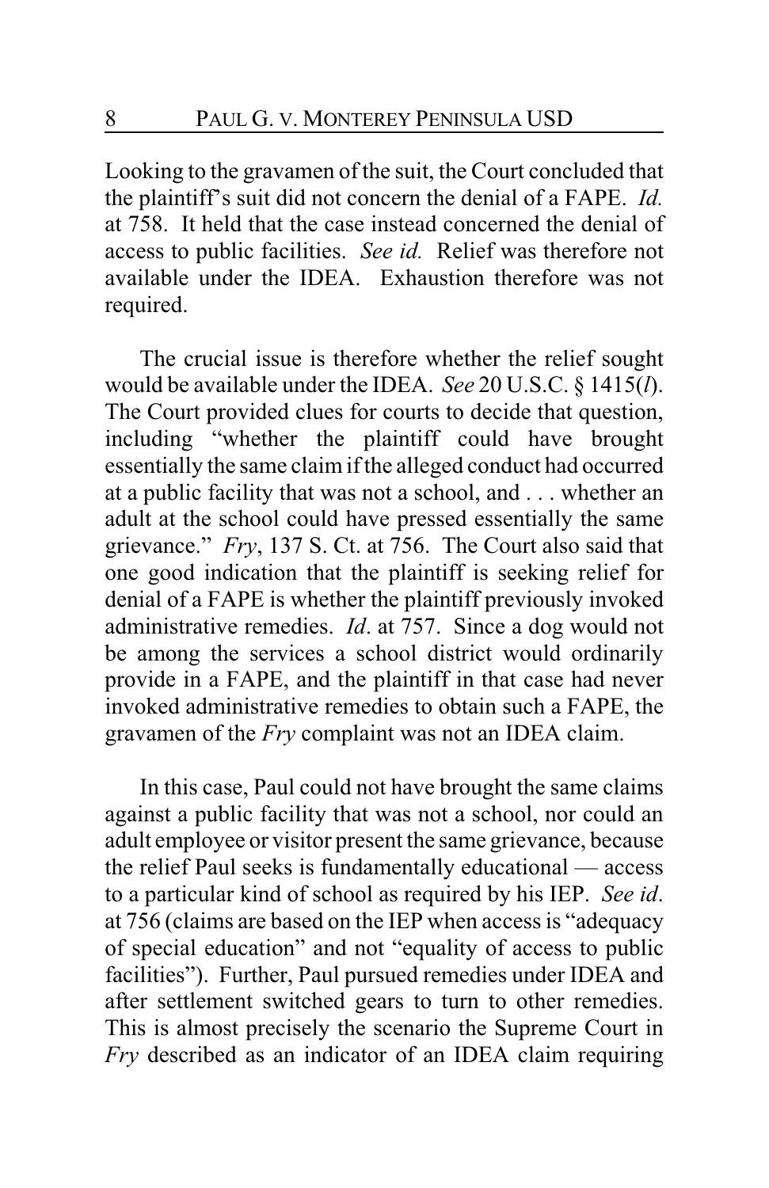Looking to the gravamen of the suit, the Court concluded that the plaintiff's suit did not concern the denial of a FAPE. *Id.* at 758. It held that the case instead concerned the denial of access to public facilities. *See id.* Relief was therefore not available under the IDEA. Exhaustion therefore was not required.

The crucial issue is therefore whether the relief sought would be available under the IDEA. *See* 20 U.S.C. § 1415(*l*). The Court provided clues for courts to decide that question, including "whether the plaintiff could have brought essentially the same claim if the alleged conduct had occurred at a public facility that was not a school, and . . . whether an adult at the school could have pressed essentially the same grievance." *Fry*, 137 S. Ct. at 756. The Court also said that one good indication that the plaintiff is seeking relief for denial of a FAPE is whether the plaintiff previously invoked administrative remedies. *Id*. at 757. Since a dog would not be among the services a school district would ordinarily provide in a FAPE, and the plaintiff in that case had never invoked administrative remedies to obtain such a FAPE, the gravamen of the *Fry* complaint was not an IDEA claim.

In this case, Paul could not have brought the same claims against a public facility that was not a school, nor could an adult employee or visitor present the same grievance, because the relief Paul seeks is fundamentally educational — access to a particular kind of school as required by his IEP. *See id*. at 756 (claims are based on the IEP when access is "adequacy of special education" and not "equality of access to public facilities"). Further, Paul pursued remedies under IDEA and after settlement switched gears to turn to other remedies. This is almost precisely the scenario the Supreme Court in *Fry* described as an indicator of an IDEA claim requiring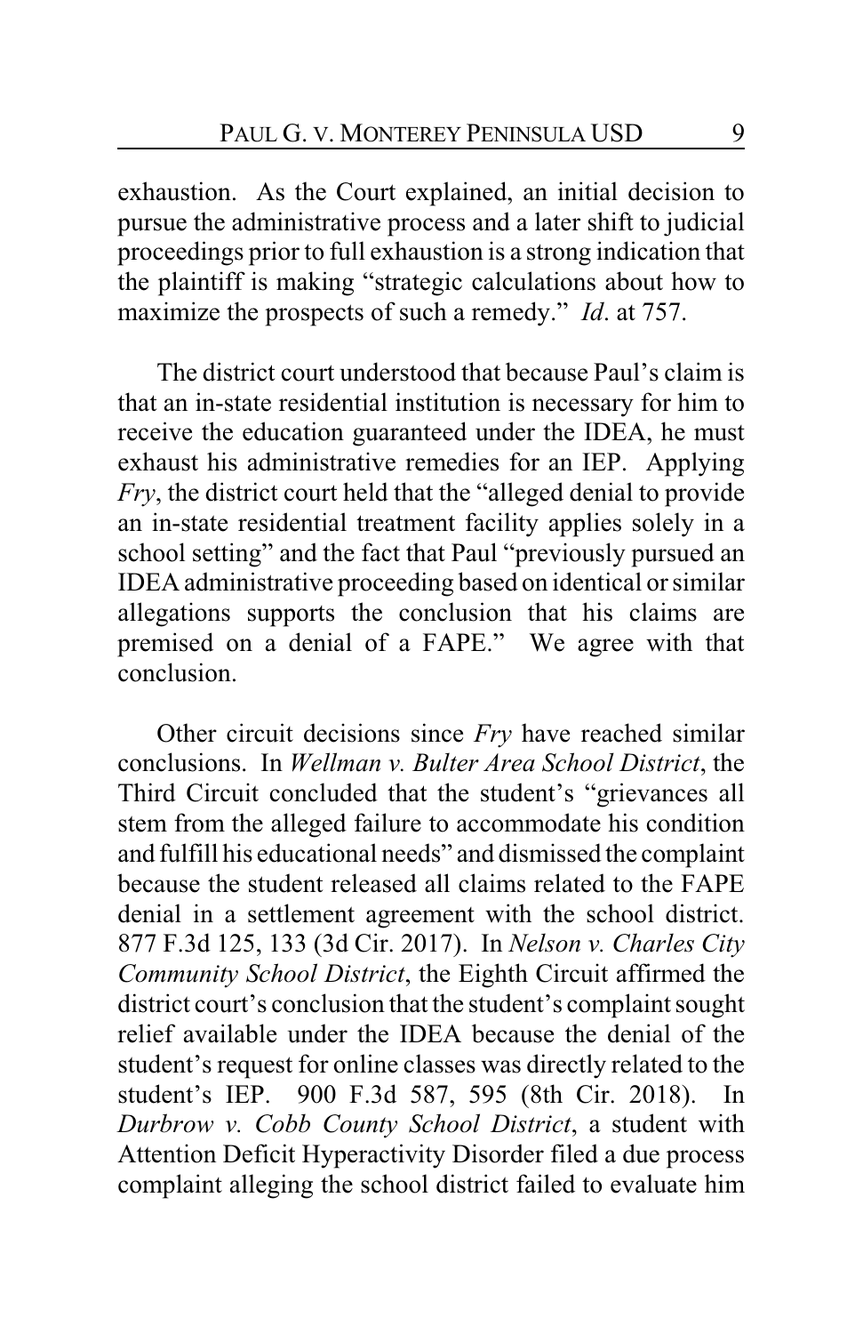exhaustion. As the Court explained, an initial decision to pursue the administrative process and a later shift to judicial proceedings prior to full exhaustion is a strong indication that the plaintiff is making "strategic calculations about how to maximize the prospects of such a remedy." *Id*. at 757.

The district court understood that because Paul's claim is that an in-state residential institution is necessary for him to receive the education guaranteed under the IDEA, he must exhaust his administrative remedies for an IEP. Applying *Fry*, the district court held that the "alleged denial to provide an in-state residential treatment facility applies solely in a school setting" and the fact that Paul "previously pursued an IDEA administrative proceeding based on identical or similar allegations supports the conclusion that his claims are premised on a denial of a FAPE." We agree with that conclusion.

Other circuit decisions since *Fry* have reached similar conclusions. In *Wellman v. Bulter Area School District*, the Third Circuit concluded that the student's "grievances all stem from the alleged failure to accommodate his condition and fulfill his educational needs" and dismissed the complaint because the student released all claims related to the FAPE denial in a settlement agreement with the school district. 877 F.3d 125, 133 (3d Cir. 2017). In *Nelson v. Charles City Community School District*, the Eighth Circuit affirmed the district court's conclusion that the student's complaint sought relief available under the IDEA because the denial of the student's request for online classes was directly related to the student's IEP. 900 F.3d 587, 595 (8th Cir. 2018). In *Durbrow v. Cobb County School District*, a student with Attention Deficit Hyperactivity Disorder filed a due process complaint alleging the school district failed to evaluate him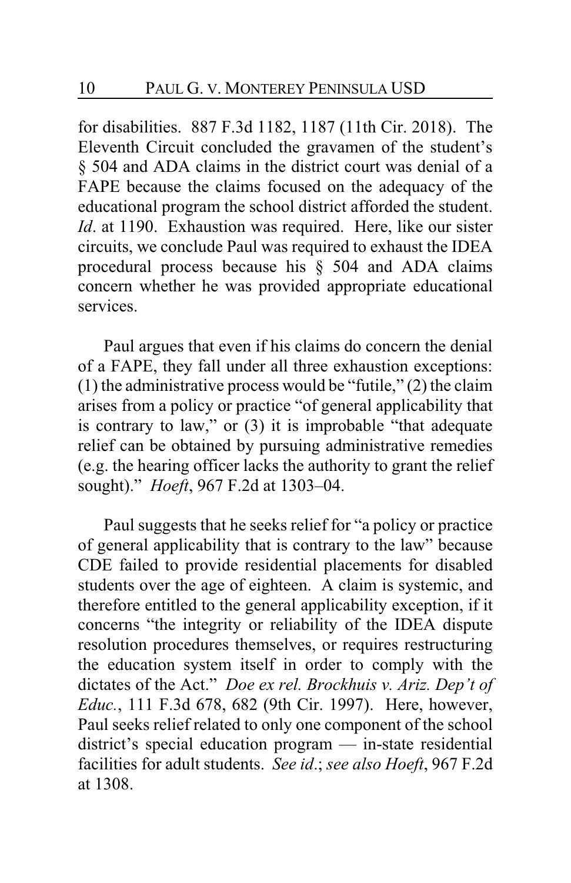for disabilities. 887 F.3d 1182, 1187 (11th Cir. 2018). The Eleventh Circuit concluded the gravamen of the student's § 504 and ADA claims in the district court was denial of a FAPE because the claims focused on the adequacy of the educational program the school district afforded the student. *Id*. at 1190. Exhaustion was required. Here, like our sister circuits, we conclude Paul was required to exhaust the IDEA procedural process because his § 504 and ADA claims concern whether he was provided appropriate educational services.

Paul argues that even if his claims do concern the denial of a FAPE, they fall under all three exhaustion exceptions: (1) the administrative process would be "futile," (2) the claim arises from a policy or practice "of general applicability that is contrary to law," or (3) it is improbable "that adequate relief can be obtained by pursuing administrative remedies (e.g. the hearing officer lacks the authority to grant the relief sought)." *Hoeft*, 967 F.2d at 1303–04.

Paul suggests that he seeks relief for "a policy or practice of general applicability that is contrary to the law" because CDE failed to provide residential placements for disabled students over the age of eighteen. A claim is systemic, and therefore entitled to the general applicability exception, if it concerns "the integrity or reliability of the IDEA dispute resolution procedures themselves, or requires restructuring the education system itself in order to comply with the dictates of the Act." *Doe ex rel. Brockhuis v. Ariz. Dep't of Educ.*, 111 F.3d 678, 682 (9th Cir. 1997). Here, however, Paul seeks relief related to only one component of the school district's special education program — in-state residential facilities for adult students. *See id*.; *see also Hoeft*, 967 F.2d at 1308.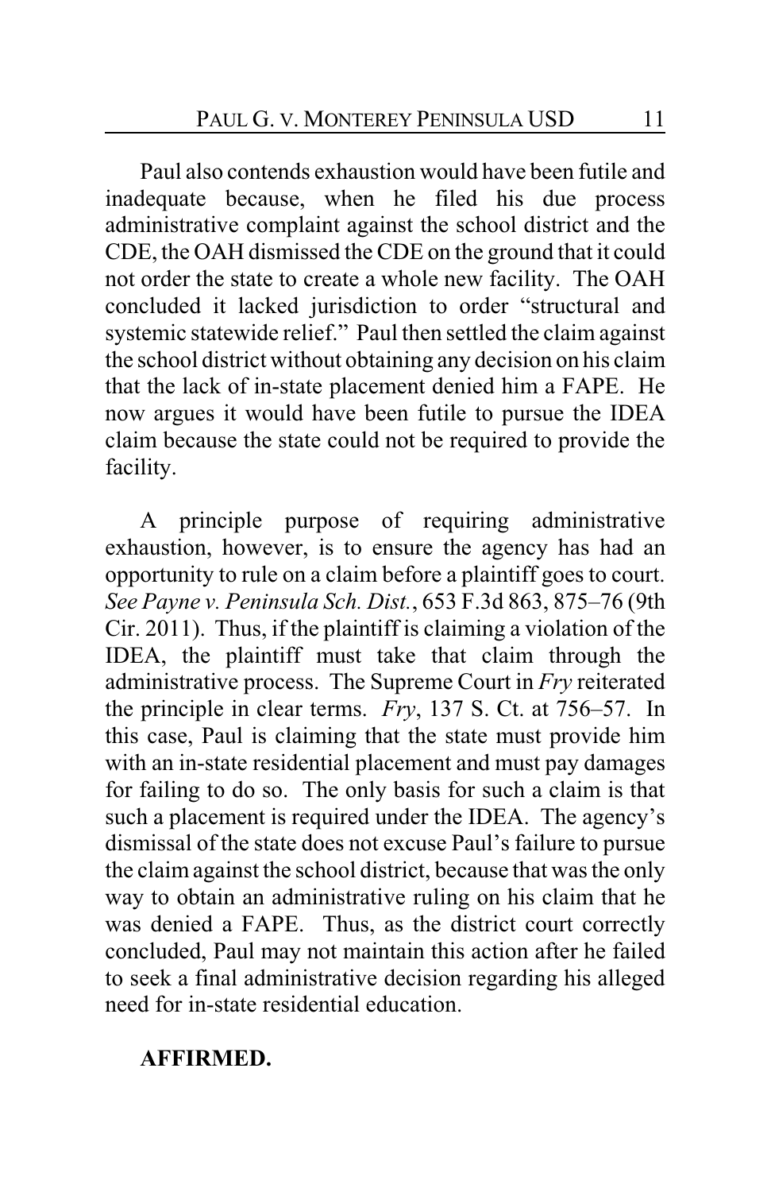Paul also contends exhaustion would have been futile and inadequate because, when he filed his due process administrative complaint against the school district and the CDE, the OAH dismissed the CDE on the ground that it could not order the state to create a whole new facility. The OAH concluded it lacked jurisdiction to order "structural and systemic statewide relief." Paul then settled the claim against the school district without obtaining any decision on his claim that the lack of in-state placement denied him a FAPE. He now argues it would have been futile to pursue the IDEA claim because the state could not be required to provide the facility.

A principle purpose of requiring administrative exhaustion, however, is to ensure the agency has had an opportunity to rule on a claim before a plaintiff goes to court. *See Payne v. Peninsula Sch. Dist.*, 653 F.3d 863, 875–76 (9th Cir. 2011). Thus, if the plaintiff is claiming a violation of the IDEA, the plaintiff must take that claim through the administrative process. The Supreme Court in *Fry* reiterated the principle in clear terms. *Fry*, 137 S. Ct. at 756–57. In this case, Paul is claiming that the state must provide him with an in-state residential placement and must pay damages for failing to do so. The only basis for such a claim is that such a placement is required under the IDEA. The agency's dismissal of the state does not excuse Paul's failure to pursue the claim against the school district, because that was the only way to obtain an administrative ruling on his claim that he was denied a FAPE. Thus, as the district court correctly concluded, Paul may not maintain this action after he failed to seek a final administrative decision regarding his alleged need for in-state residential education.

**AFFIRMED.**